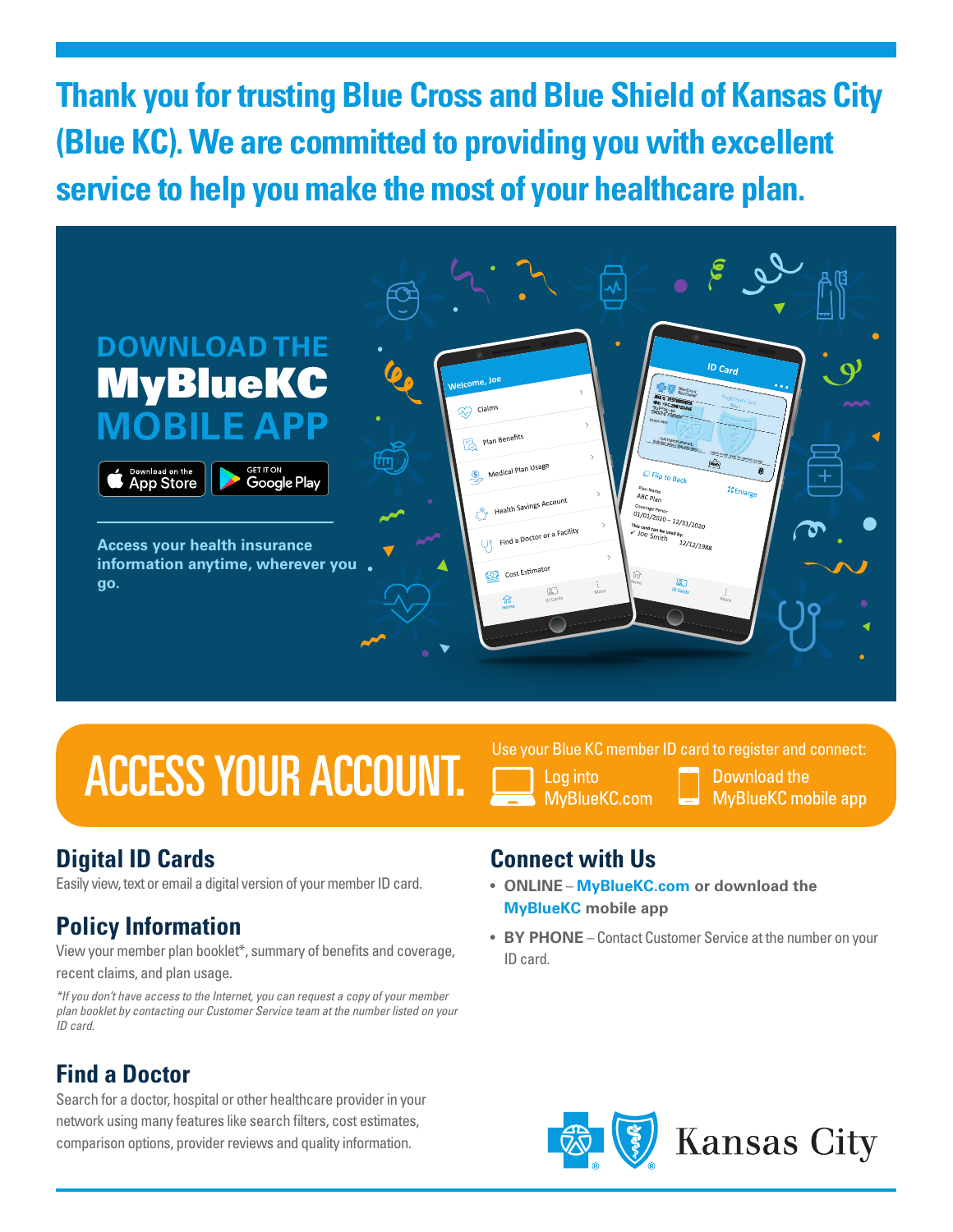# Thank you for trusting Blue Cross and Blue Shield of Kansas City (Blue KC). We are committed to providing you with excellent service to help you make the most of your healthcare plan.

## DOWNLOAD THE MyBlueKC MOBILE APP

Download on the App Store | GET IT ON Google Play

**Access your health insurance information anytime, wherever you go.**

## ACCESS YOUR ACCOUNT.

Use your Blue KC member ID card to register and connect:

- Log into MyBlueKC.com
- Download the MyBlueKC mobile app

## Digital ID Cards

Easily view, text or email a digital version of your member ID card.

## Policy Information

View your member plan booklet*, summary of benefits and coverage, recent claims, and plan usage.

*If you don't have access to the Internet, you can request a copy of your member plan booklet by contacting our Customer Service team at the number listed on your ID card.*

## Find a Doctor

Search for a doctor, hospital or other healthcare provider in your network using many features like search filters, cost estimates, comparison options, provider reviews and quality information.

## Connect with Us

- **ONLINE** – **MyBlueKC.com or download the MyBlueKC mobile app**
- **BY PHONE** – Contact Customer Service at the number on your ID card.

Kansas City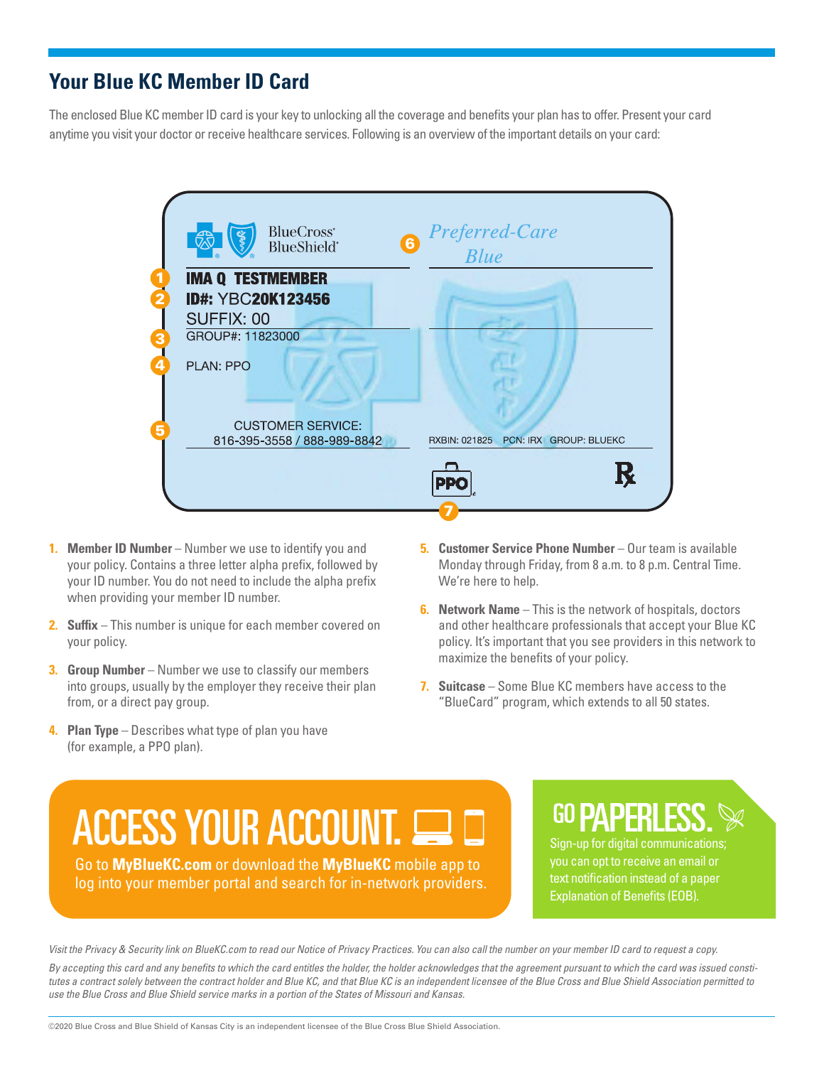## Your Blue KC Member ID Card

The enclosed Blue KC member ID card is your key to unlocking all the coverage and benefits your plan has to offer. Present your card anytime you visit your doctor or receive healthcare services. Following is an overview of the important details on your card:

BlueCross BlueShield

*Preferred-Care Blue*

IMA Q TESTMEMBER
ID#: YBC20K123456
SUFFIX: 00
GROUP#: 11823000

PLAN: PPO

CUSTOMER SERVICE:
816-395-3558 / 888-989-8842

RXBIN: 021825 PCN: IRX GROUP: BLUEKC

PPO

1. **Member ID Number** – Number we use to identify you and your policy. Contains a three letter alpha prefix, followed by your ID number. You do not need to include the alpha prefix when providing your member ID number.
2. **Suffix** – This number is unique for each member covered on your policy.
3. **Group Number** – Number we use to classify our members into groups, usually by the employer they receive their plan from, or a direct pay group.
4. **Plan Type** – Describes what type of plan you have (for example, a PPO plan).
5. **Customer Service Phone Number** – Our team is available Monday through Friday, from 8 a.m. to 8 p.m. Central Time. We're here to help.
6. **Network Name** – This is the network of hospitals, doctors and other healthcare professionals that accept your Blue KC policy. It's important that you see providers in this network to maximize the benefits of your policy.
7. **Suitcase** – Some Blue KC members have access to the "BlueCard" program, which extends to all 50 states.

## ACCESS YOUR ACCOUNT.

Go to **MyBlueKC.com** or download the **MyBlueKC** mobile app to log into your member portal and search for in-network providers.

## GO PAPERLESS.

Sign-up for digital communications; you can opt to receive an email or text notification instead of a paper Explanation of Benefits (EOB).

*Visit the Privacy & Security link on BlueKC.com to read our Notice of Privacy Practices. You can also call the number on your member ID card to request a copy.*

*By accepting this card and any benefits to which the card entitles the holder, the holder acknowledges that the agreement pursuant to which the card was issued constitutes a contract solely between the contract holder and Blue KC, and that Blue KC is an independent licensee of the Blue Cross and Blue Shield Association permitted to use the Blue Cross and Blue Shield service marks in a portion of the States of Missouri and Kansas.*

©2020 Blue Cross and Blue Shield of Kansas City is an independent licensee of the Blue Cross Blue Shield Association.